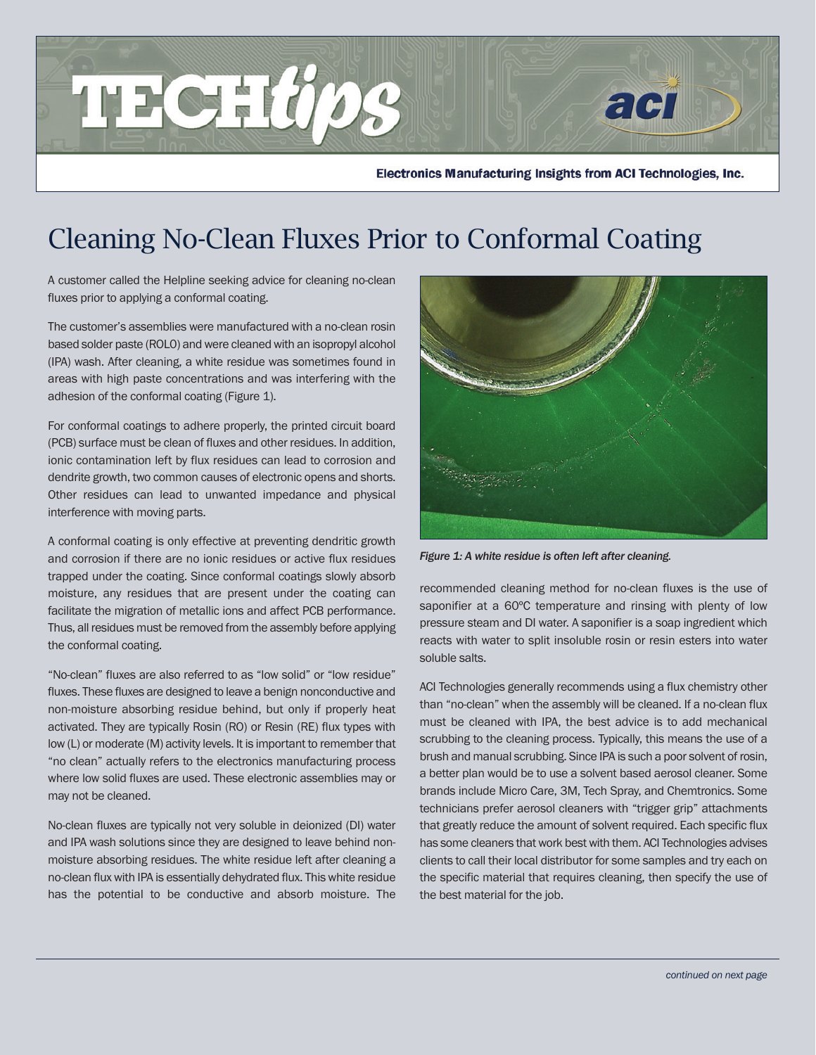# Cleaning No-Clean Fluxes Prior to Conformal Coating

A customer called the Helpline seeking advice for cleaning no-clean fluxes prior to applying a conformal coating.

The customer's assemblies were manufactured with a no-clean rosin based solder paste (ROL0) and were cleaned with an isopropyl alcohol (IPA) wash. After cleaning, a white residue was sometimes found in areas with high paste concentrations and was interfering with the adhesion of the conformal coating (Figure 1).

For conformal coatings to adhere properly, the printed circuit board (PCB) surface must be clean of fluxes and other residues. In addition, ionic contamination left by flux residues can lead to corrosion and dendrite growth, two common causes of electronic opens and shorts. Other residues can lead to unwanted impedance and physical interference with moving parts.

A conformal coating is only effective at preventing dendritic growth and corrosion if there are no ionic residues or active flux residues trapped under the coating. Since conformal coatings slowly absorb moisture, any residues that are present under the coating can facilitate the migration of metallic ions and affect PCB performance. Thus, all residues must be removed from the assembly before applying the conformal coating.

"No-clean" fluxes are also referred to as "low solid" or "low residue" fluxes. These fluxes are designed to leave a benign nonconductive and non-moisture absorbing residue behind, but only if properly heat activated. They are typically Rosin (RO) or Resin (RE) flux types with low (L) or moderate (M) activity levels. It is important to remember that "no clean" actually refers to the electronics manufacturing process where low solid fluxes are used. These electronic assemblies may or may not be cleaned.

No-clean fluxes are typically not very soluble in deionized (DI) water and IPA wash solutions since they are designed to leave behind non-moisture absorbing residues. The white residue left after cleaning a no-clean flux with IPA is essentially dehydrated flux. This white residue has the potential to be conductive and absorb moisture. The recommended cleaning method for no-clean fluxes is the use of saponifier at a 60°C temperature and rinsing with plenty of low pressure steam and DI water. A saponifier is a soap ingredient which reacts with water to split insoluble rosin or resin esters into water soluble salts.

*Figure 1: A white residue is often left after cleaning.*

ACI Technologies generally recommends using a flux chemistry other than "no-clean" when the assembly will be cleaned. If a no-clean flux must be cleaned with IPA, the best advice is to add mechanical scrubbing to the cleaning process. Typically, this means the use of a brush and manual scrubbing. Since IPA is such a poor solvent of rosin, a better plan would be to use a solvent based aerosol cleaner. Some brands include Micro Care, 3M, Tech Spray, and Chemtronics. Some technicians prefer aerosol cleaners with "trigger grip" attachments that greatly reduce the amount of solvent required. Each specific flux has some cleaners that work best with them. ACI Technologies advises clients to call their local distributor for some samples and try each on the specific material that requires cleaning, then specify the use of the best material for the job.

*continued on next page*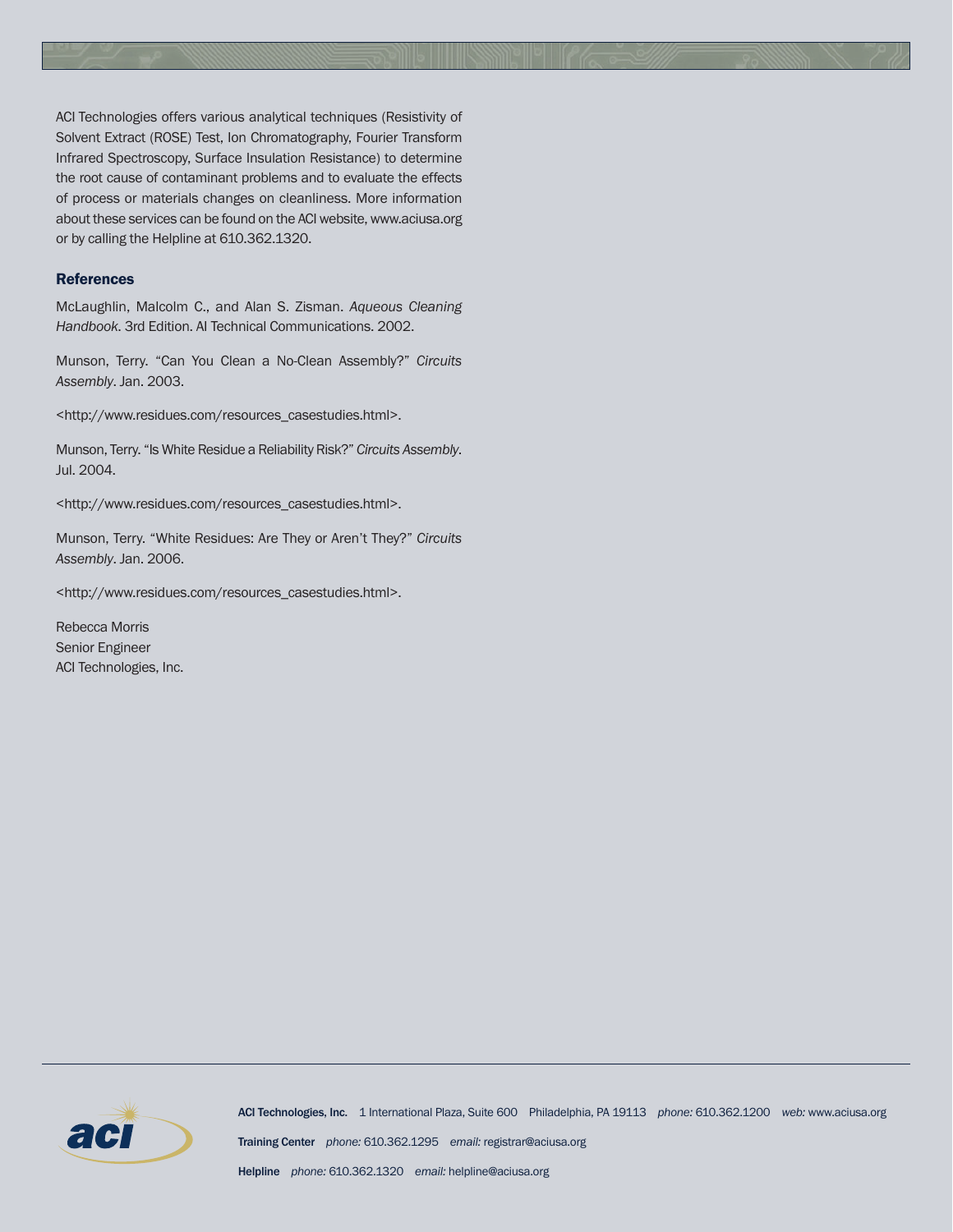ACI Technologies offers various analytical techniques (Resistivity of Solvent Extract (ROSE) Test, Ion Chromatography, Fourier Transform Infrared Spectroscopy, Surface Insulation Resistance) to determine the root cause of contaminant problems and to evaluate the effects of process or materials changes on cleanliness. More information about these services can be found on the ACI website, www.aciusa.org or by calling the Helpline at 610.362.1320.

### References

McLaughlin, Malcolm C., and Alan S. Zisman. *Aqueous Cleaning Handbook*. 3rd Edition. Al Technical Communications. 2002.

Munson, Terry. "Can You Clean a No-Clean Assembly?" *Circuits Assembly*. Jan. 2003.

<http://www.residues.com/resources_casestudies.html>.

Munson, Terry. "Is White Residue a Reliability Risk?" *Circuits Assembly*. Jul. 2004.

<http://www.residues.com/resources_casestudies.html>.

Munson, Terry. "White Residues: Are They or Aren't They?" *Circuits Assembly*. Jan. 2006.

<http://www.residues.com/resources_casestudies.html>.

Rebecca Morris
Senior Engineer
ACI Technologies, Inc.

**ACI Technologies, Inc.** 1 International Plaza, Suite 600 Philadelphia, PA 19113 *phone:* 610.362.1200 *web:* www.aciusa.org

**Training Center** *phone:* 610.362.1295 *email:* registrar@aciusa.org

**Helpline** *phone:* 610.362.1320 *email:* helpline@aciusa.org